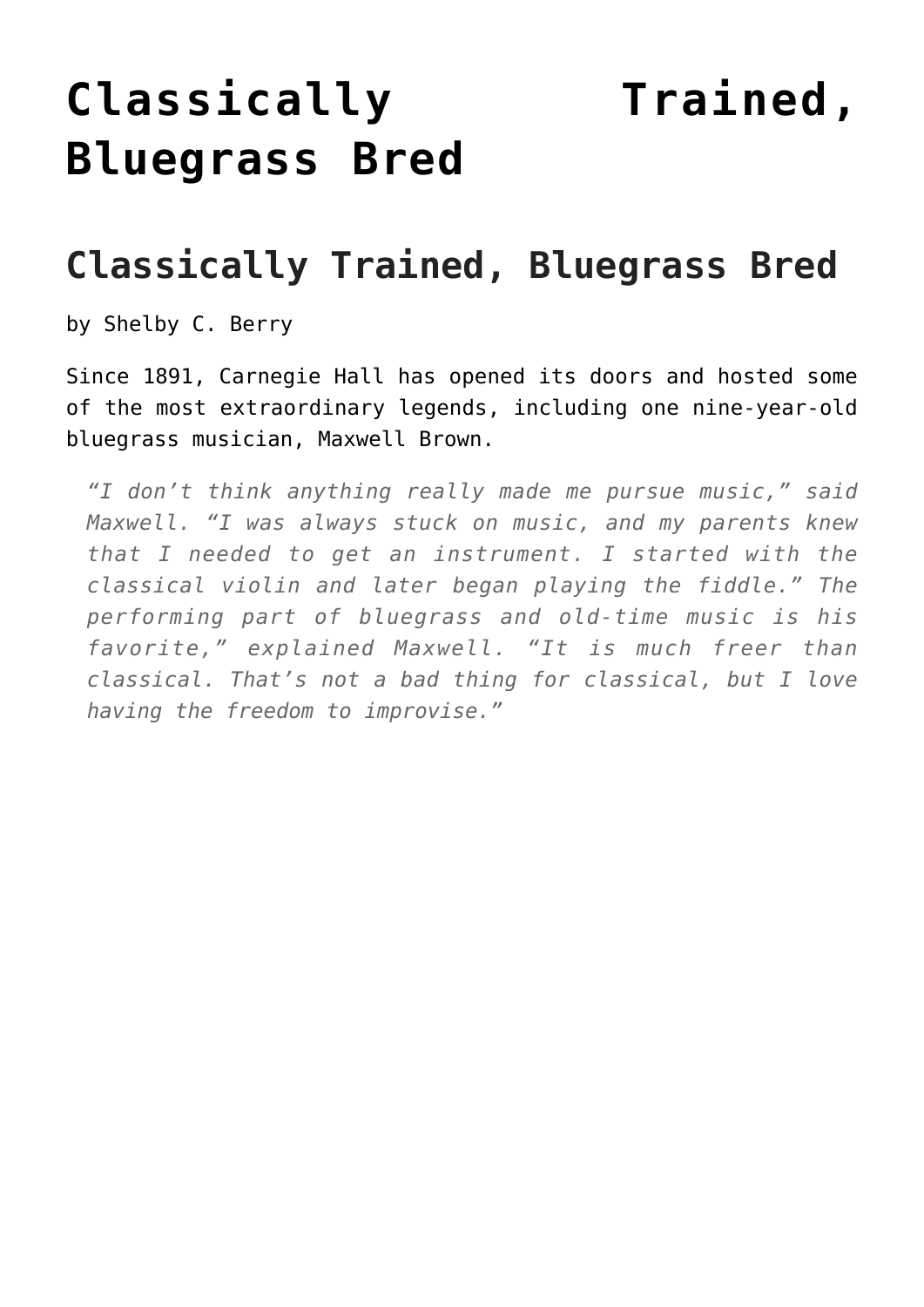# Classically Trained, Bluegrass Bred

## Classically Trained, Bluegrass Bred

by Shelby C. Berry

Since 1891, Carnegie Hall has opened its doors and hosted some of the most extraordinary legends, including one nine-year-old bluegrass musician, Maxwell Brown.

> *"I don't think anything really made me pursue music," said Maxwell. "I was always stuck on music, and my parents knew that I needed to get an instrument. I started with the classical violin and later began playing the fiddle." The performing part of bluegrass and old-time music is his favorite," explained Maxwell. "It is much freer than classical. That's not a bad thing for classical, but I love having the freedom to improvise."*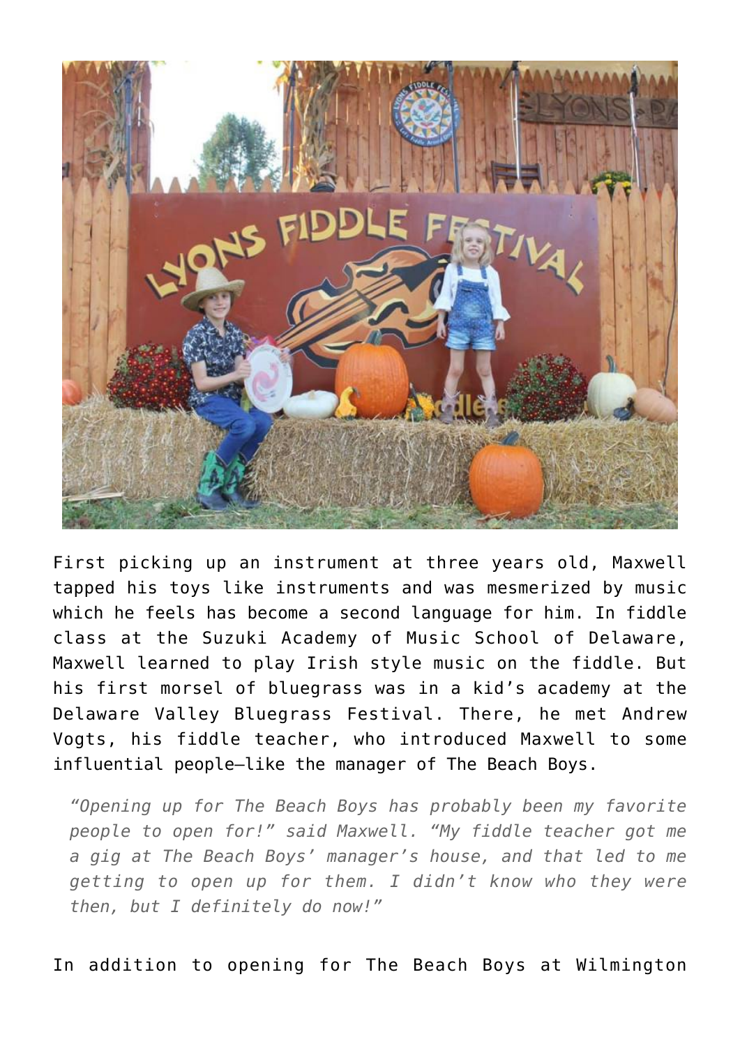First picking up an instrument at three years old, Maxwell tapped his toys like instruments and was mesmerized by music which he feels has become a second language for him. In fiddle class at the Suzuki Academy of Music School of Delaware, Maxwell learned to play Irish style music on the fiddle. But his first morsel of bluegrass was in a kid's academy at the Delaware Valley Bluegrass Festival. There, he met Andrew Vogts, his fiddle teacher, who introduced Maxwell to some influential people—like the manager of The Beach Boys.

> *"Opening up for The Beach Boys has probably been my favorite people to open for!" said Maxwell. "My fiddle teacher got me a gig at The Beach Boys' manager's house, and that led to me getting to open up for them. I didn't know who they were then, but I definitely do now!"*

In addition to opening for The Beach Boys at Wilmington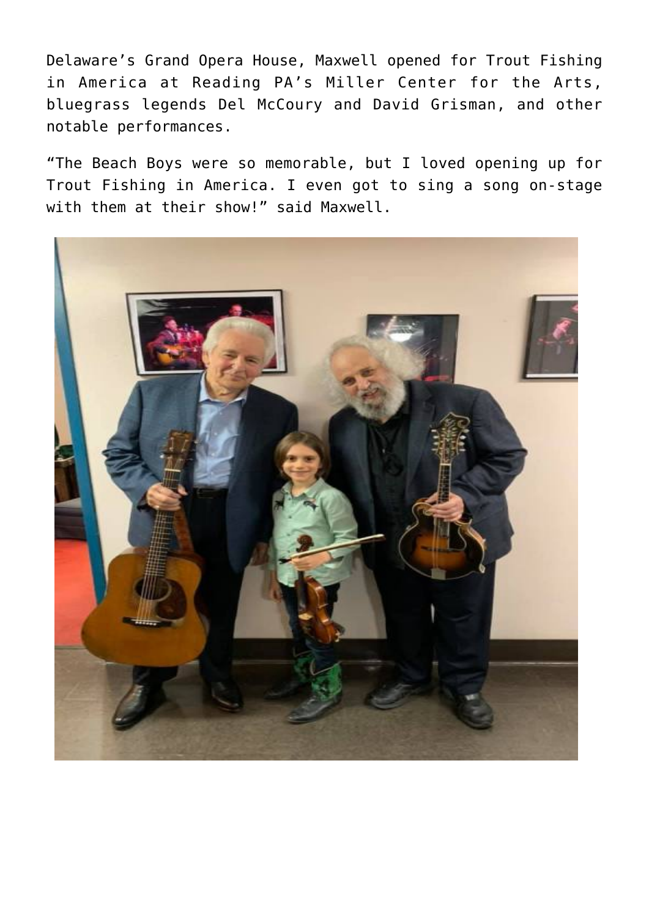Delaware's Grand Opera House, Maxwell opened for Trout Fishing in America at Reading PA's Miller Center for the Arts, bluegrass legends Del McCoury and David Grisman, and other notable performances.

"The Beach Boys were so memorable, but I loved opening up for Trout Fishing in America. I even got to sing a song on-stage with them at their show!" said Maxwell.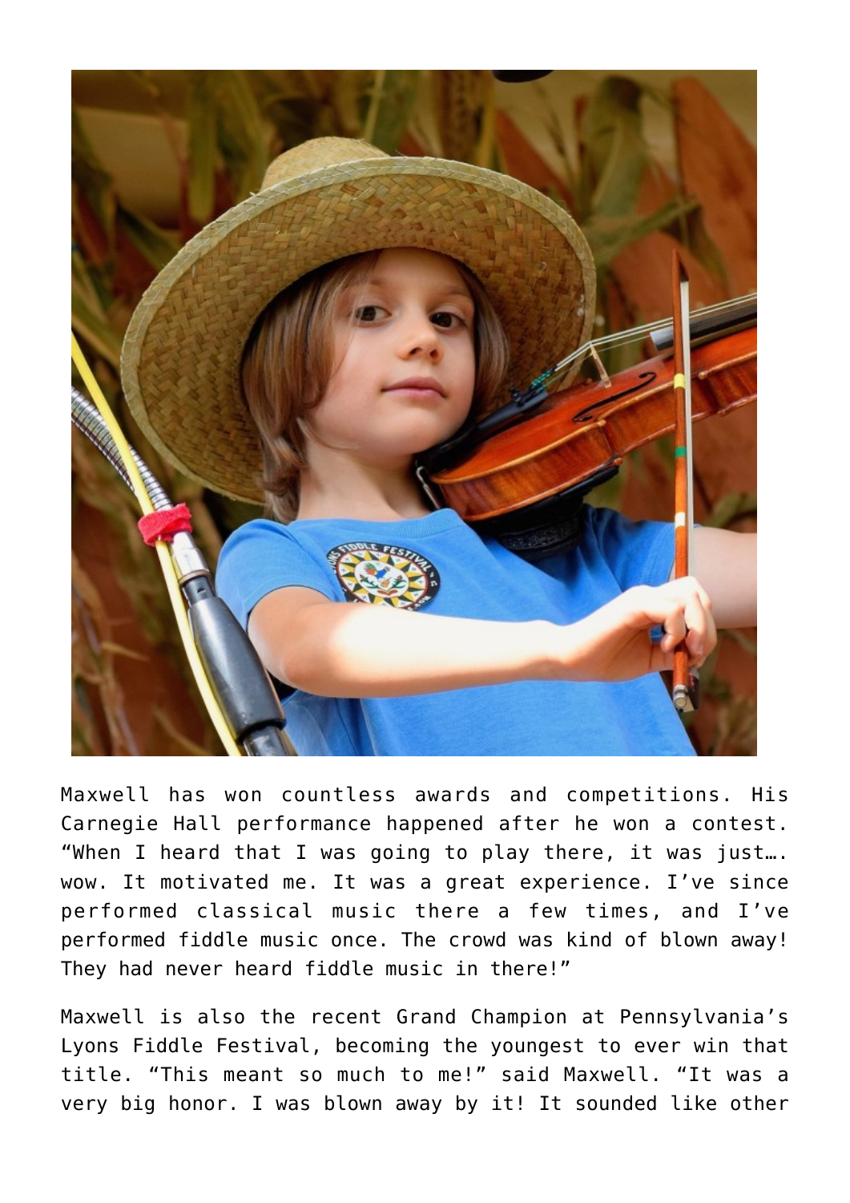Maxwell has won countless awards and competitions. His Carnegie Hall performance happened after he won a contest. “When I heard that I was going to play there, it was just…. wow. It motivated me. It was a great experience. I’ve since performed classical music there a few times, and I’ve performed fiddle music once. The crowd was kind of blown away! They had never heard fiddle music in there!”

Maxwell is also the recent Grand Champion at Pennsylvania’s Lyons Fiddle Festival, becoming the youngest to ever win that title. “This meant so much to me!” said Maxwell. “It was a very big honor. I was blown away by it! It sounded like other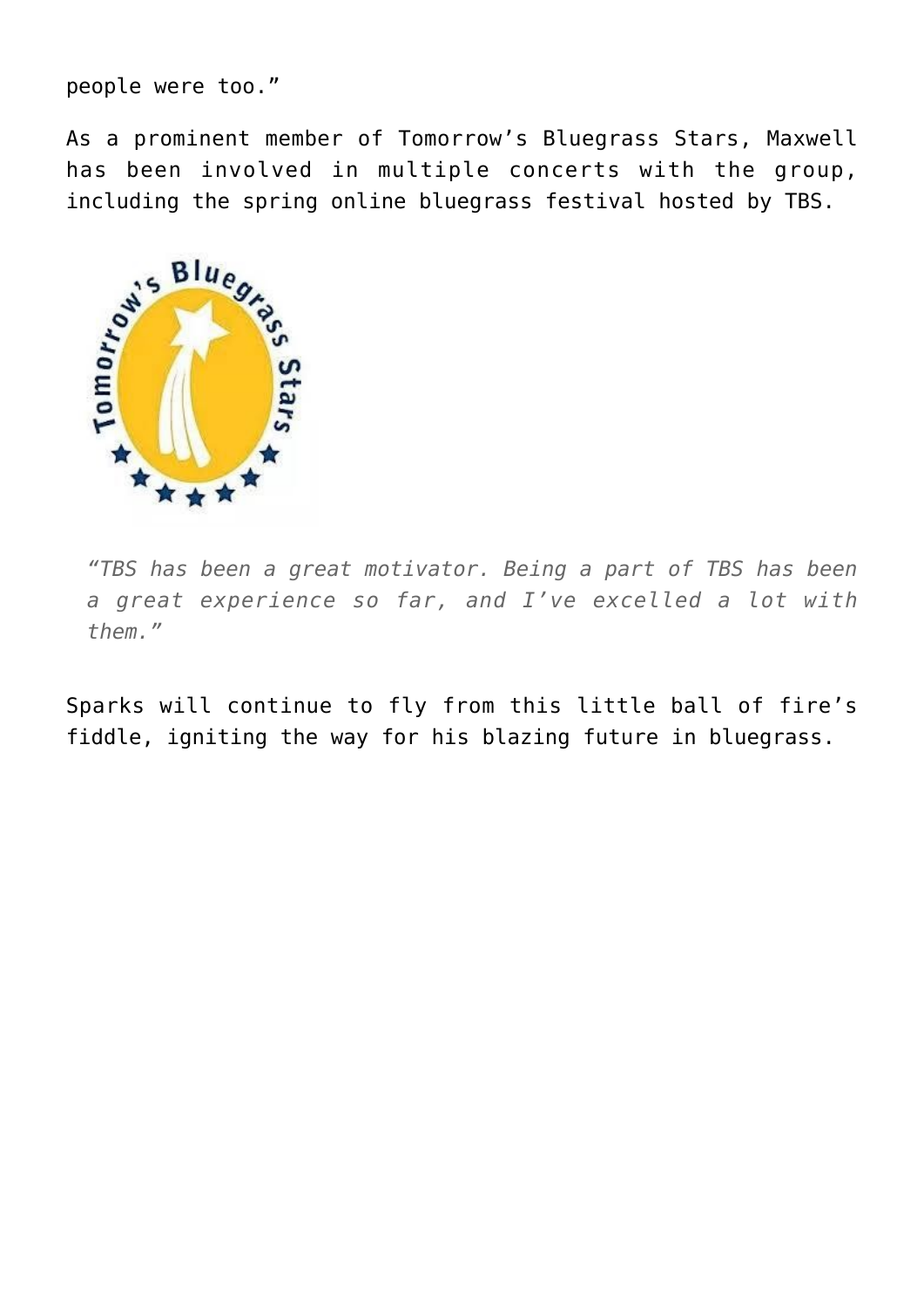people were too."

As a prominent member of Tomorrow's Bluegrass Stars, Maxwell has been involved in multiple concerts with the group, including the spring online bluegrass festival hosted by TBS.

> *"TBS has been a great motivator. Being a part of TBS has been a great experience so far, and I've excelled a lot with them."*

Sparks will continue to fly from this little ball of fire's fiddle, igniting the way for his blazing future in bluegrass.